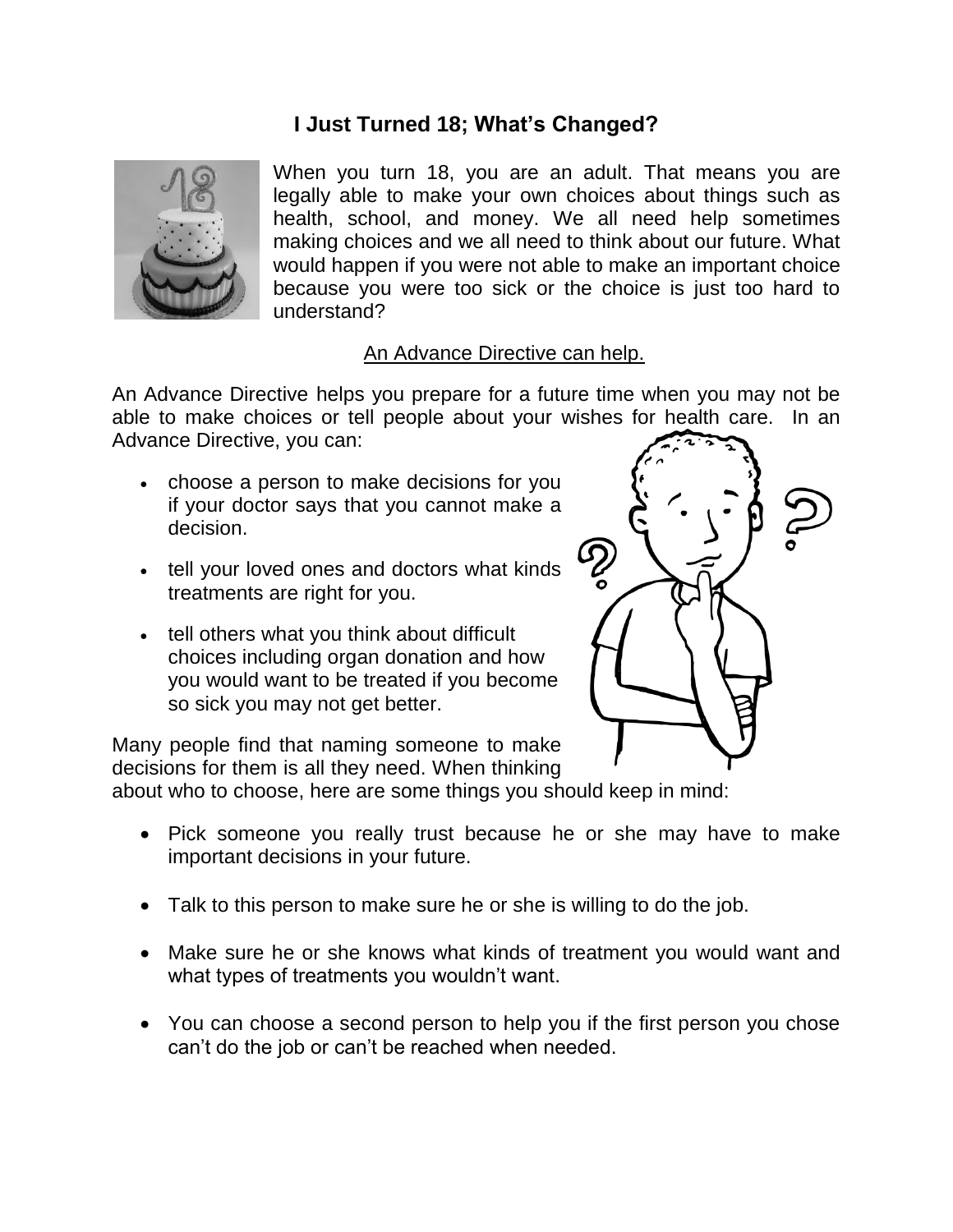# I Just Turned 18; What's Changed?

When you turn 18, you are an adult. That means you are legally able to make your own choices about things such as health, school, and money. We all need help sometimes making choices and we all need to think about our future. What would happen if you were not able to make an important choice because you were too sick or the choice is just too hard to understand?

<u>An Advance Directive can help.</u>

An Advance Directive helps you prepare for a future time when you may not be able to make choices or tell people about your wishes for health care. In an Advance Directive, you can:

- choose a person to make decisions for you if your doctor says that you cannot make a decision.
- tell your loved ones and doctors what kinds treatments are right for you.
- tell others what you think about difficult choices including organ donation and how you would want to be treated if you become so sick you may not get better.

Many people find that naming someone to make decisions for them is all they need. When thinking about who to choose, here are some things you should keep in mind:

- Pick someone you really trust because he or she may have to make important decisions in your future.
- Talk to this person to make sure he or she is willing to do the job.
- Make sure he or she knows what kinds of treatment you would want and what types of treatments you wouldn't want.
- You can choose a second person to help you if the first person you chose can't do the job or can't be reached when needed.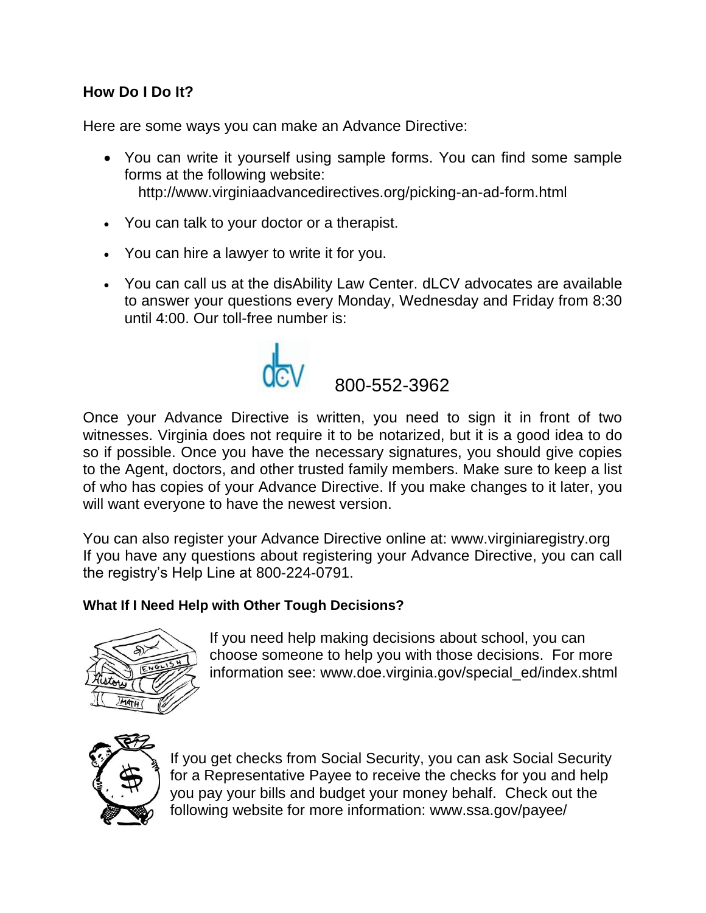**How Do I Do It?**

Here are some ways you can make an Advance Directive:

- You can write it yourself using sample forms. You can find some sample forms at the following website: http://www.virginiaadvancedirectives.org/picking-an-ad-form.html
- You can talk to your doctor or a therapist.
- You can hire a lawyer to write it for you.
- You can call us at the disAbility Law Center. dLCV advocates are available to answer your questions every Monday, Wednesday and Friday from 8:30 until 4:00. Our toll-free number is:

dLCV 800-552-3962

Once your Advance Directive is written, you need to sign it in front of two witnesses. Virginia does not require it to be notarized, but it is a good idea to do so if possible. Once you have the necessary signatures, you should give copies to the Agent, doctors, and other trusted family members. Make sure to keep a list of who has copies of your Advance Directive. If you make changes to it later, you will want everyone to have the newest version.

You can also register your Advance Directive online at: www.virginiaregistry.org
If you have any questions about registering your Advance Directive, you can call the registry's Help Line at 800-224-0791.

**What If I Need Help with Other Tough Decisions?**

If you need help making decisions about school, you can choose someone to help you with those decisions. For more information see: www.doe.virginia.gov/special_ed/index.shtml

If you get checks from Social Security, you can ask Social Security for a Representative Payee to receive the checks for you and help you pay your bills and budget your money behalf. Check out the following website for more information: www.ssa.gov/payee/